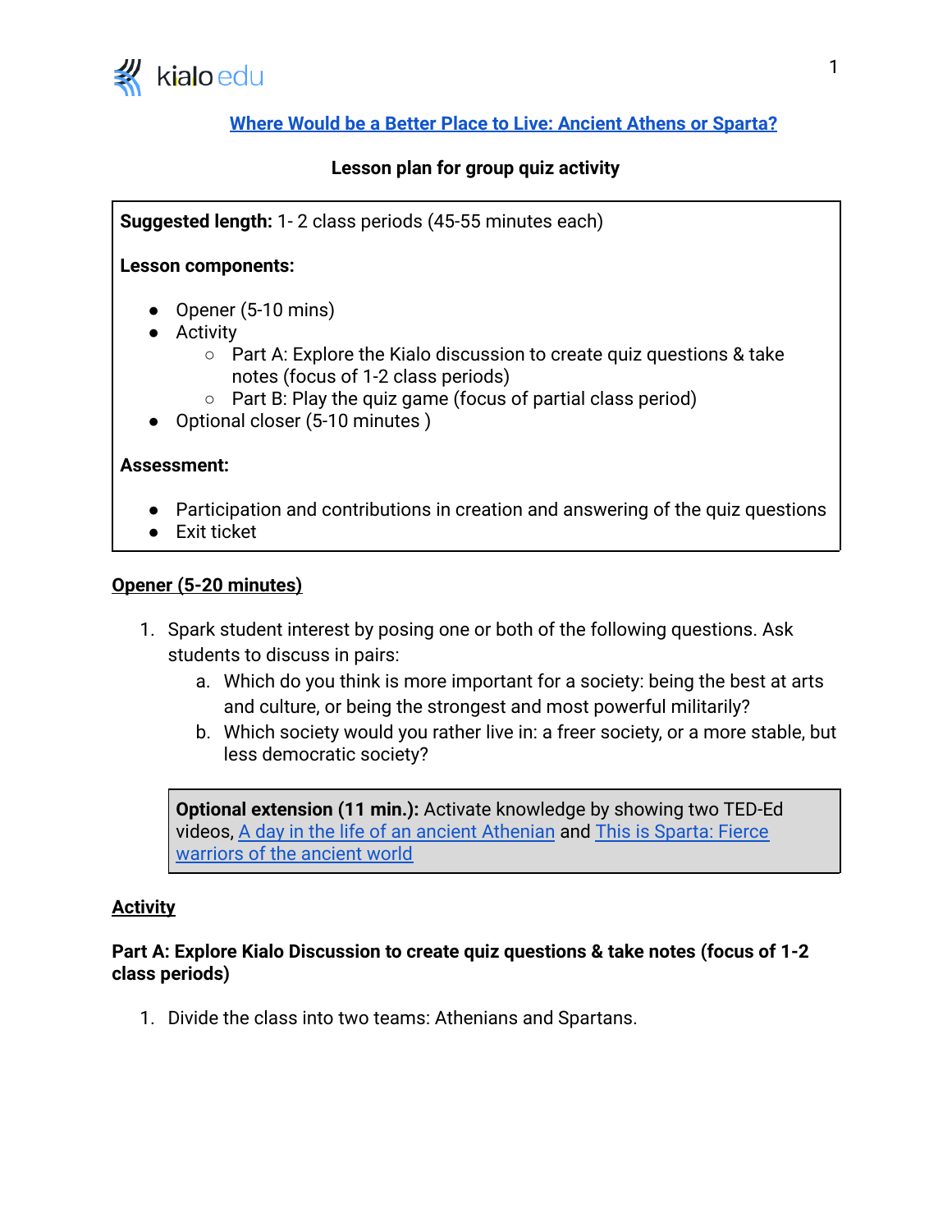# [Where Would be a Better Place to Live: Ancient Athens or Sparta?]

**Lesson plan for group quiz activity**

> **Suggested length:** 1- 2 class periods (45-55 minutes each)
>
> **Lesson components:**
>
> - Opener (5-10 mins)
> - Activity
>   - Part A: Explore the Kialo discussion to create quiz questions & take notes (focus of 1-2 class periods)
>   - Part B: Play the quiz game (focus of partial class period)
> - Optional closer (5-10 minutes )
>
> **Assessment:**
>
> - Participation and contributions in creation and answering of the quiz questions
> - Exit ticket

## Opener (5-20 minutes)

1. Spark student interest by posing one or both of the following questions. Ask students to discuss in pairs:
   a. Which do you think is more important for a society: being the best at arts and culture, or being the strongest and most powerful militarily?
   b. Which society would you rather live in: a freer society, or a more stable, but less democratic society?

> **Optional extension (11 min.):** Activate knowledge by showing two TED-Ed videos, [A day in the life of an ancient Athenian] and [This is Sparta: Fierce warriors of the ancient world]

## Activity

### Part A: Explore Kialo Discussion to create quiz questions & take notes (focus of 1-2 class periods)

1. Divide the class into two teams: Athenians and Spartans.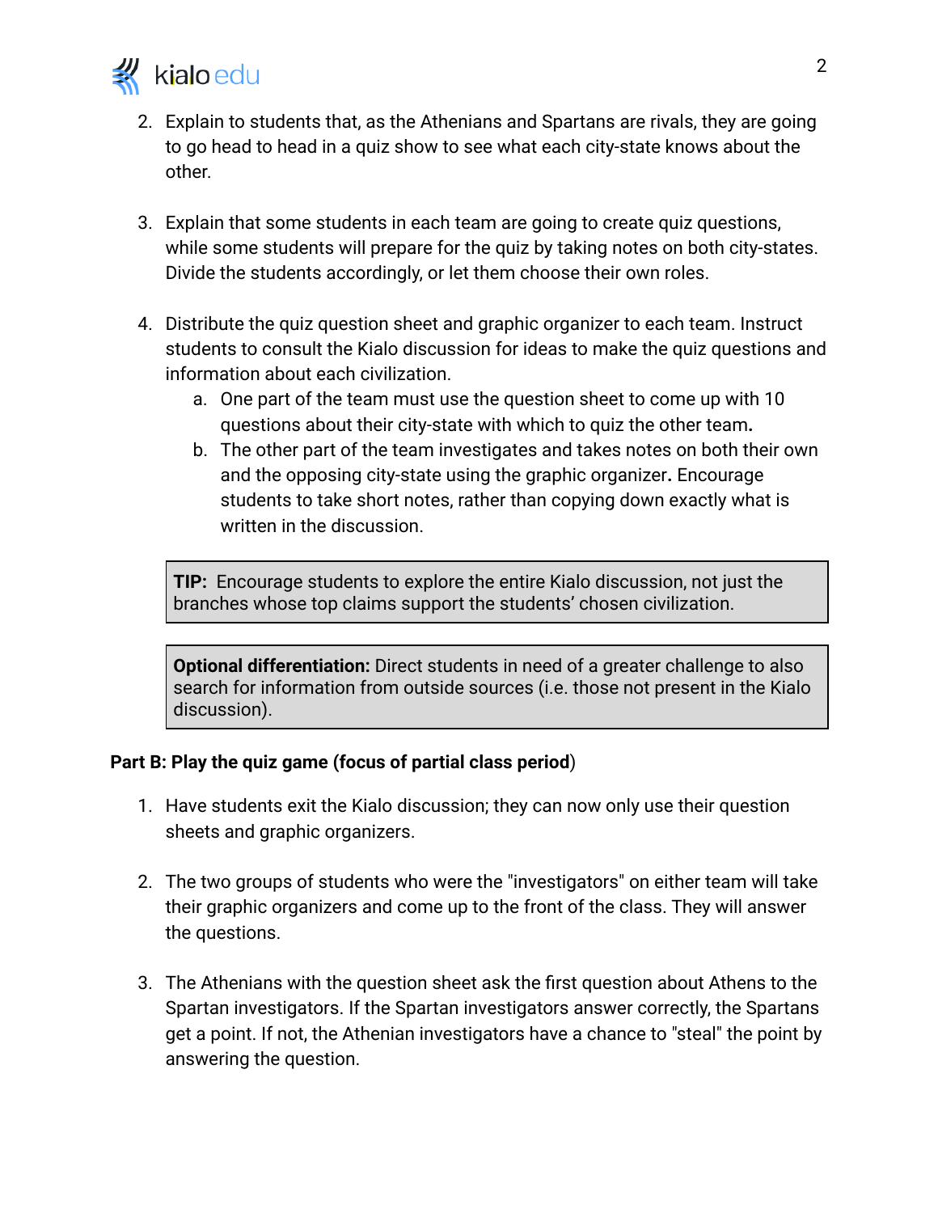2. Explain to students that, as the Athenians and Spartans are rivals, they are going to go head to head in a quiz show to see what each city-state knows about the other.

3. Explain that some students in each team are going to create quiz questions, while some students will prepare for the quiz by taking notes on both city-states. Divide the students accordingly, or let them choose their own roles.

4. Distribute the quiz question sheet and graphic organizer to each team. Instruct students to consult the Kialo discussion for ideas to make the quiz questions and information about each civilization.
   a. One part of the team must use the question sheet to come up with 10 questions about their city-state with which to quiz the other team**.**
   b. The other part of the team investigates and takes notes on both their own and the opposing city-state using the graphic organizer**.** Encourage students to take short notes, rather than copying down exactly what is written in the discussion.

> **TIP:** Encourage students to explore the entire Kialo discussion, not just the branches whose top claims support the students' chosen civilization.

> **Optional differentiation:** Direct students in need of a greater challenge to also search for information from outside sources (i.e. those not present in the Kialo discussion).

**Part B: Play the quiz game (focus of partial class period**)

1. Have students exit the Kialo discussion; they can now only use their question sheets and graphic organizers.

2. The two groups of students who were the "investigators" on either team will take their graphic organizers and come up to the front of the class. They will answer the questions.

3. The Athenians with the question sheet ask the first question about Athens to the Spartan investigators. If the Spartan investigators answer correctly, the Spartans get a point. If not, the Athenian investigators have a chance to "steal" the point by answering the question.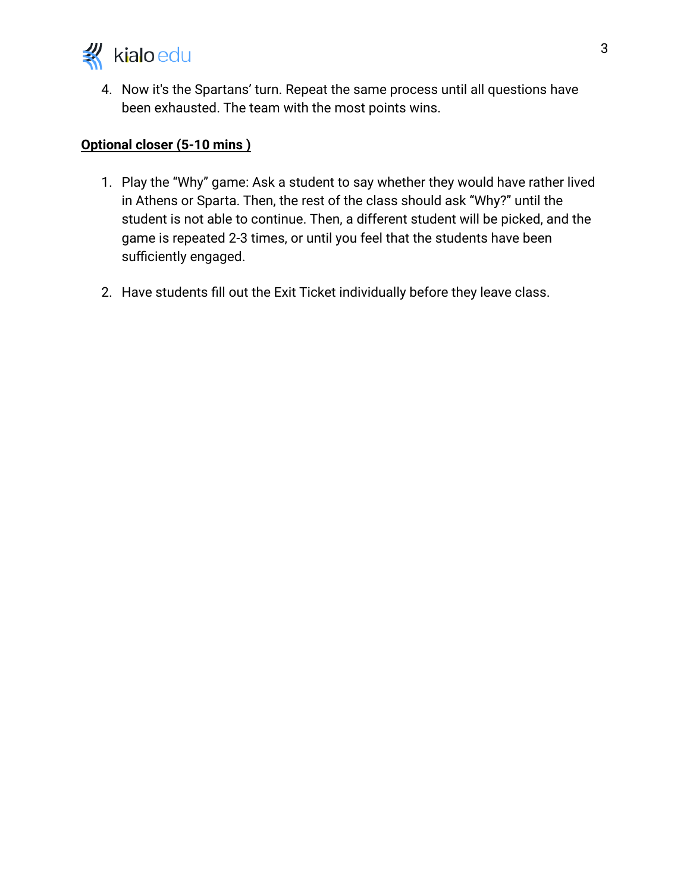4. Now it's the Spartans' turn. Repeat the same process until all questions have been exhausted. The team with the most points wins.

**<u>Optional closer (5-10 mins )</u>**

1. Play the "Why" game: Ask a student to say whether they would have rather lived in Athens or Sparta. Then, the rest of the class should ask "Why?" until the student is not able to continue. Then, a different student will be picked, and the game is repeated 2-3 times, or until you feel that the students have been sufficiently engaged.

2. Have students fill out the Exit Ticket individually before they leave class.